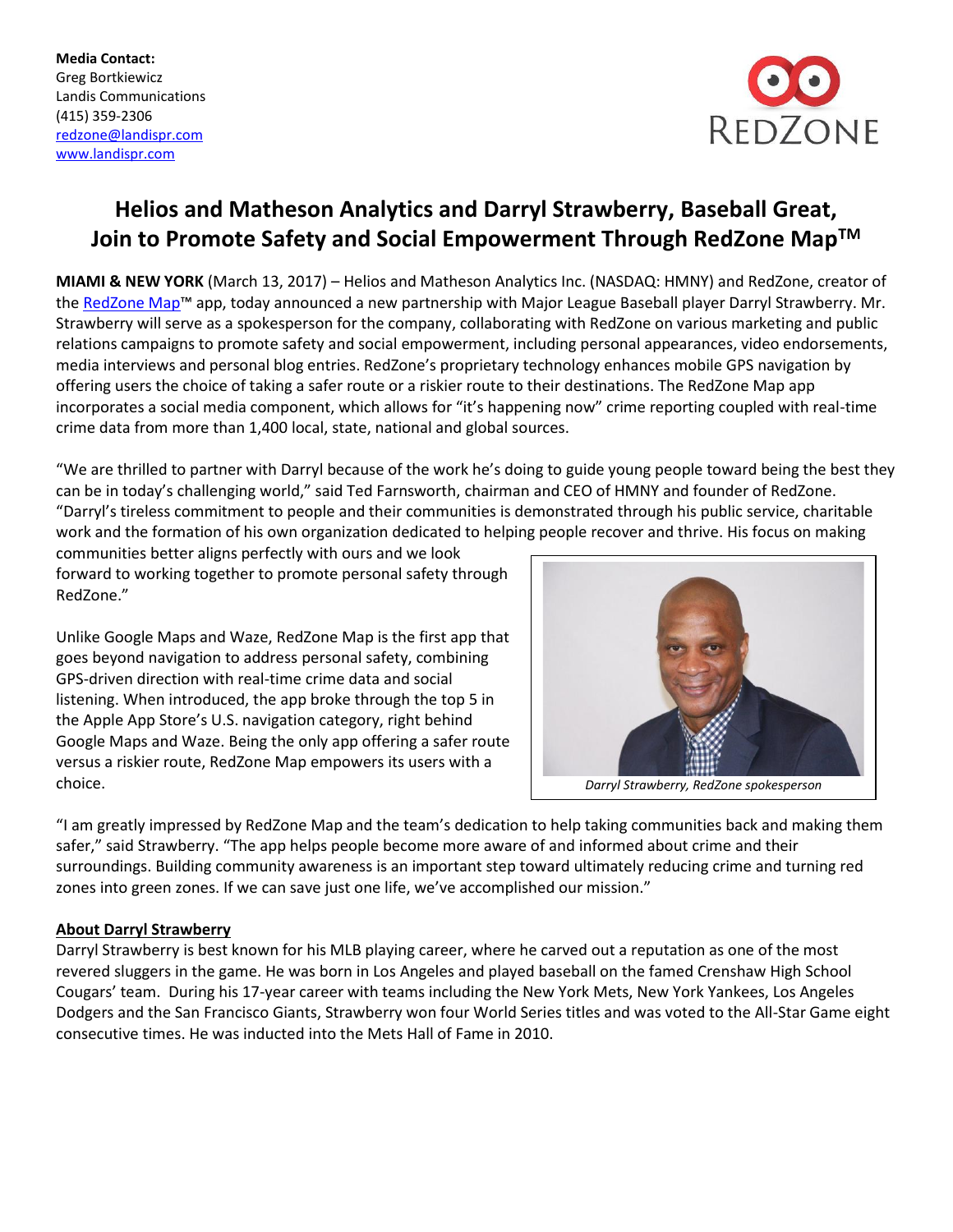**Media Contact:**
Greg Bortkiewicz
Landis Communications
(415) 359-2306
redzone@landispr.com
www.landispr.com

REDZONE

# Helios and Matheson Analytics and Darryl Strawberry, Baseball Great, Join to Promote Safety and Social Empowerment Through RedZone Map™

**MIAMI & NEW YORK** (March 13, 2017) – Helios and Matheson Analytics Inc. (NASDAQ: HMNY) and RedZone, creator of the RedZone Map™ app, today announced a new partnership with Major League Baseball player Darryl Strawberry. Mr. Strawberry will serve as a spokesperson for the company, collaborating with RedZone on various marketing and public relations campaigns to promote safety and social empowerment, including personal appearances, video endorsements, media interviews and personal blog entries. RedZone's proprietary technology enhances mobile GPS navigation by offering users the choice of taking a safer route or a riskier route to their destinations. The RedZone Map app incorporates a social media component, which allows for "it's happening now" crime reporting coupled with real-time crime data from more than 1,400 local, state, national and global sources.

"We are thrilled to partner with Darryl because of the work he's doing to guide young people toward being the best they can be in today's challenging world," said Ted Farnsworth, chairman and CEO of HMNY and founder of RedZone. "Darryl's tireless commitment to people and their communities is demonstrated through his public service, charitable work and the formation of his own organization dedicated to helping people recover and thrive. His focus on making communities better aligns perfectly with ours and we look forward to working together to promote personal safety through RedZone."

Unlike Google Maps and Waze, RedZone Map is the first app that goes beyond navigation to address personal safety, combining GPS-driven direction with real-time crime data and social listening. When introduced, the app broke through the top 5 in the Apple App Store's U.S. navigation category, right behind Google Maps and Waze. Being the only app offering a safer route versus a riskier route, RedZone Map empowers its users with a choice.

*Darryl Strawberry, RedZone spokesperson*

"I am greatly impressed by RedZone Map and the team's dedication to help taking communities back and making them safer," said Strawberry. "The app helps people become more aware of and informed about crime and their surroundings. Building community awareness is an important step toward ultimately reducing crime and turning red zones into green zones. If we can save just one life, we've accomplished our mission."

## About Darryl Strawberry

Darryl Strawberry is best known for his MLB playing career, where he carved out a reputation as one of the most revered sluggers in the game. He was born in Los Angeles and played baseball on the famed Crenshaw High School Cougars' team. During his 17-year career with teams including the New York Mets, New York Yankees, Los Angeles Dodgers and the San Francisco Giants, Strawberry won four World Series titles and was voted to the All-Star Game eight consecutive times. He was inducted into the Mets Hall of Fame in 2010.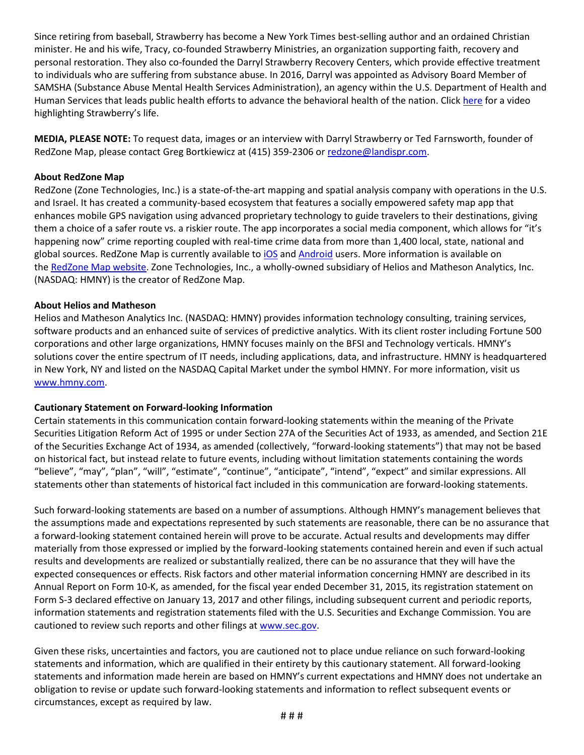Since retiring from baseball, Strawberry has become a New York Times best-selling author and an ordained Christian minister. He and his wife, Tracy, co-founded Strawberry Ministries, an organization supporting faith, recovery and personal restoration. They also co-founded the Darryl Strawberry Recovery Centers, which provide effective treatment to individuals who are suffering from substance abuse. In 2016, Darryl was appointed as Advisory Board Member of SAMSHA (Substance Abuse Mental Health Services Administration), an agency within the U.S. Department of Health and Human Services that leads public health efforts to advance the behavioral health of the nation. Click here for a video highlighting Strawberry's life.

**MEDIA, PLEASE NOTE:** To request data, images or an interview with Darryl Strawberry or Ted Farnsworth, founder of RedZone Map, please contact Greg Bortkiewicz at (415) 359-2306 or redzone@landispr.com.

**About RedZone Map**

RedZone (Zone Technologies, Inc.) is a state-of-the-art mapping and spatial analysis company with operations in the U.S. and Israel. It has created a community-based ecosystem that features a socially empowered safety map app that enhances mobile GPS navigation using advanced proprietary technology to guide travelers to their destinations, giving them a choice of a safer route vs. a riskier route. The app incorporates a social media component, which allows for "it's happening now" crime reporting coupled with real-time crime data from more than 1,400 local, state, national and global sources. RedZone Map is currently available to iOS and Android users. More information is available on the RedZone Map website. Zone Technologies, Inc., a wholly-owned subsidiary of Helios and Matheson Analytics, Inc. (NASDAQ: HMNY) is the creator of RedZone Map.

**About Helios and Matheson**

Helios and Matheson Analytics Inc. (NASDAQ: HMNY) provides information technology consulting, training services, software products and an enhanced suite of services of predictive analytics. With its client roster including Fortune 500 corporations and other large organizations, HMNY focuses mainly on the BFSI and Technology verticals. HMNY's solutions cover the entire spectrum of IT needs, including applications, data, and infrastructure. HMNY is headquartered in New York, NY and listed on the NASDAQ Capital Market under the symbol HMNY. For more information, visit us www.hmny.com.

**Cautionary Statement on Forward-looking Information**

Certain statements in this communication contain forward-looking statements within the meaning of the Private Securities Litigation Reform Act of 1995 or under Section 27A of the Securities Act of 1933, as amended, and Section 21E of the Securities Exchange Act of 1934, as amended (collectively, "forward-looking statements") that may not be based on historical fact, but instead relate to future events, including without limitation statements containing the words "believe", "may", "plan", "will", "estimate", "continue", "anticipate", "intend", "expect" and similar expressions. All statements other than statements of historical fact included in this communication are forward-looking statements.

Such forward-looking statements are based on a number of assumptions. Although HMNY's management believes that the assumptions made and expectations represented by such statements are reasonable, there can be no assurance that a forward-looking statement contained herein will prove to be accurate. Actual results and developments may differ materially from those expressed or implied by the forward-looking statements contained herein and even if such actual results and developments are realized or substantially realized, there can be no assurance that they will have the expected consequences or effects. Risk factors and other material information concerning HMNY are described in its Annual Report on Form 10-K, as amended, for the fiscal year ended December 31, 2015, its registration statement on Form S-3 declared effective on January 13, 2017 and other filings, including subsequent current and periodic reports, information statements and registration statements filed with the U.S. Securities and Exchange Commission. You are cautioned to review such reports and other filings at www.sec.gov.

Given these risks, uncertainties and factors, you are cautioned not to place undue reliance on such forward-looking statements and information, which are qualified in their entirety by this cautionary statement. All forward-looking statements and information made herein are based on HMNY's current expectations and HMNY does not undertake an obligation to revise or update such forward-looking statements and information to reflect subsequent events or circumstances, except as required by law.

# # #